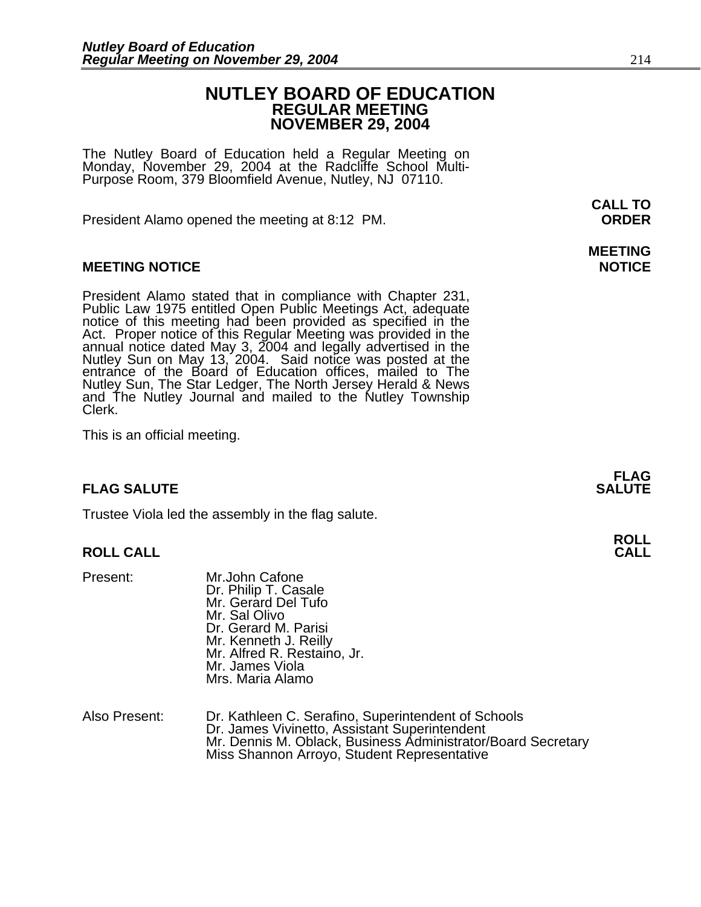# NUTLEY BOARD OF EDUCATION
## REGULAR MEETING
## NOVEMBER 29, 2004

The Nutley Board of Education held a Regular Meeting on Monday, November 29, 2004 at the Radcliffe School Multi-Purpose Room, 379 Bloomfield Avenue, Nutley, NJ 07110.

**CALL TO ORDER**

President Alamo opened the meeting at 8:12 PM.

**MEETING NOTICE**

**MEETING NOTICE**

President Alamo stated that in compliance with Chapter 231, Public Law 1975 entitled Open Public Meetings Act, adequate notice of this meeting had been provided as specified in the Act. Proper notice of this Regular Meeting was provided in the annual notice dated May 3, 2004 and legally advertised in the Nutley Sun on May 13, 2004. Said notice was posted at the entrance of the Board of Education offices, mailed to The Nutley Sun, The Star Ledger, The North Jersey Herald & News and The Nutley Journal and mailed to the Nutley Township Clerk.

This is an official meeting.

**FLAG SALUTE**

**FLAG SALUTE**

Trustee Viola led the assembly in the flag salute.

**ROLL CALL**

**ROLL CALL**

Present:
- Mr.John Cafone
- Dr. Philip T. Casale
- Mr. Gerard Del Tufo
- Mr. Sal Olivo
- Dr. Gerard M. Parisi
- Mr. Kenneth J. Reilly
- Mr. Alfred R. Restaino, Jr.
- Mr. James Viola
- Mrs. Maria Alamo

Also Present:
- Dr. Kathleen C. Serafino, Superintendent of Schools
- Dr. James Vivinetto, Assistant Superintendent
- Mr. Dennis M. Oblack, Business Administrator/Board Secretary
- Miss Shannon Arroyo, Student Representative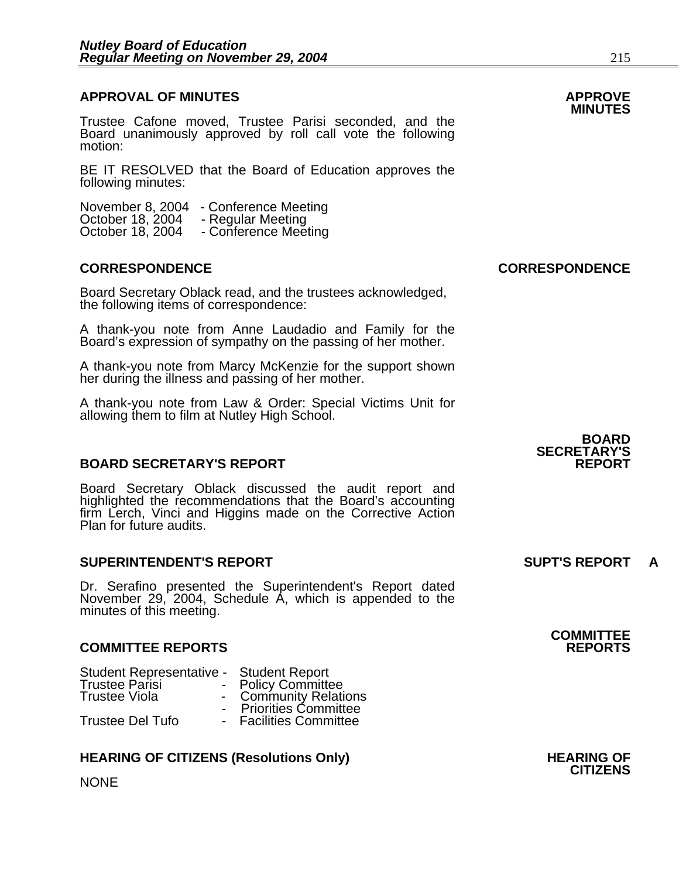## APPROVAL OF MINUTES

**APPROVE MINUTES**

Trustee Cafone moved, Trustee Parisi seconded, and the Board unanimously approved by roll call vote the following motion:

BE IT RESOLVED that the Board of Education approves the following minutes:

November 8, 2004 - Conference Meeting
October 18, 2004 - Regular Meeting
October 18, 2004 - Conference Meeting

## CORRESPONDENCE

**CORRESPONDENCE**

Board Secretary Oblack read, and the trustees acknowledged, the following items of correspondence:

A thank-you note from Anne Laudadio and Family for the Board's expression of sympathy on the passing of her mother.

A thank-you note from Marcy McKenzie for the support shown her during the illness and passing of her mother.

A thank-you note from Law & Order: Special Victims Unit for allowing them to film at Nutley High School.

## BOARD SECRETARY'S REPORT

**BOARD SECRETARY'S REPORT**

Board Secretary Oblack discussed the audit report and highlighted the recommendations that the Board's accounting firm Lerch, Vinci and Higgins made on the Corrective Action Plan for future audits.

## SUPERINTENDENT'S REPORT

**SUPT'S REPORT A**

Dr. Serafino presented the Superintendent's Report dated November 29, 2004, Schedule A, which is appended to the minutes of this meeting.

## COMMITTEE REPORTS

**COMMITTEE REPORTS**

Student Representative - Student Report
Trustee Parisi - Policy Committee
Trustee Viola - Community Relations
- Priorities Committee
Trustee Del Tufo - Facilities Committee

## HEARING OF CITIZENS (Resolutions Only)

**HEARING OF CITIZENS**

NONE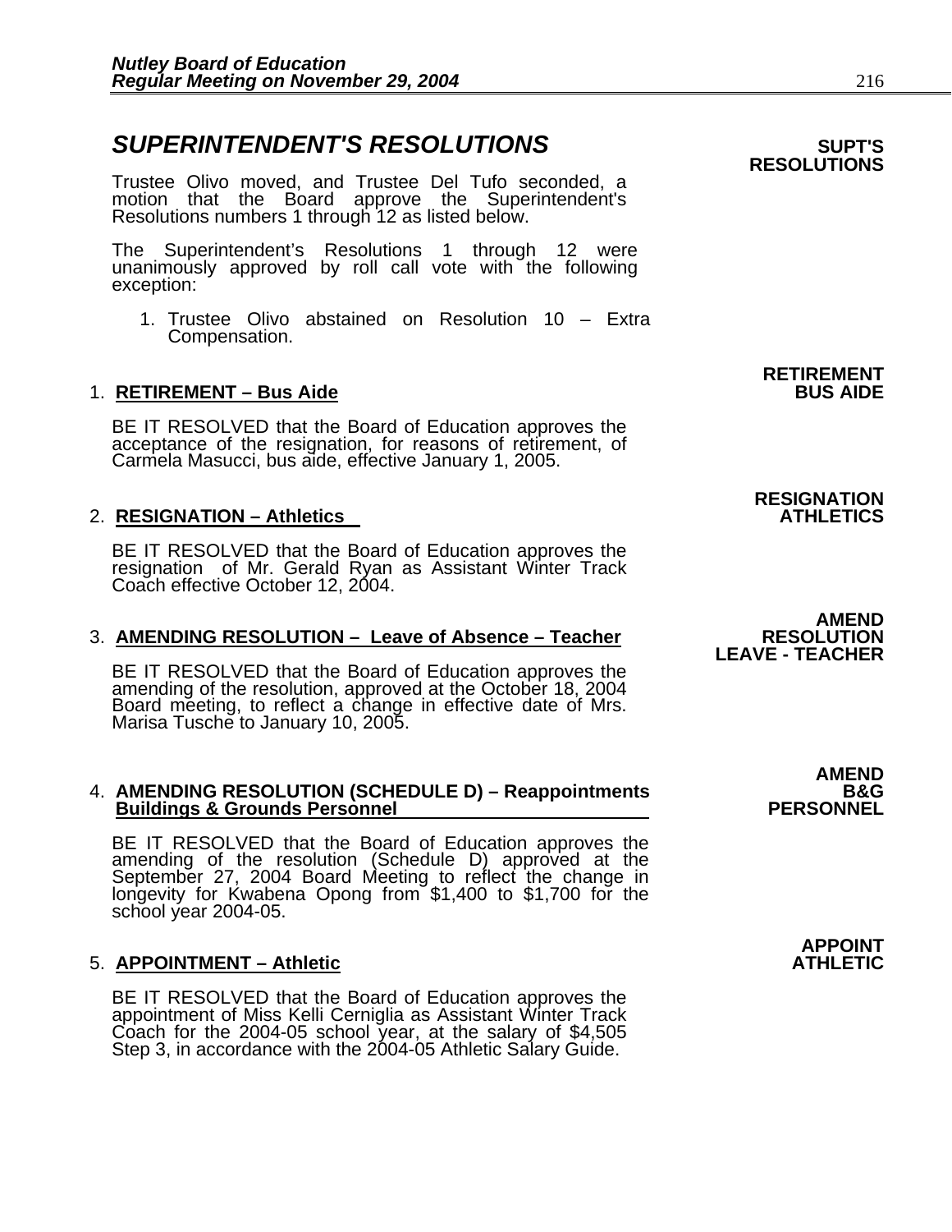## *SUPERINTENDENT'S RESOLUTIONS*

**SUPT'S RESOLUTIONS**

Trustee Olivo moved, and Trustee Del Tufo seconded, a motion that the Board approve the Superintendent's Resolutions numbers 1 through 12 as listed below.

The Superintendent's Resolutions 1 through 12 were unanimously approved by roll call vote with the following exception:

1. Trustee Olivo abstained on Resolution 10 – Extra Compensation.

**RETIREMENT BUS AIDE**

1. **RETIREMENT – Bus Aide**

   BE IT RESOLVED that the Board of Education approves the acceptance of the resignation, for reasons of retirement, of Carmela Masucci, bus aide, effective January 1, 2005.

**RESIGNATION ATHLETICS**

2. **RESIGNATION – Athletics**

   BE IT RESOLVED that the Board of Education approves the resignation of Mr. Gerald Ryan as Assistant Winter Track Coach effective October 12, 2004.

**AMEND RESOLUTION LEAVE - TEACHER**

3. **AMENDING RESOLUTION – Leave of Absence – Teacher**

   BE IT RESOLVED that the Board of Education approves the amending of the resolution, approved at the October 18, 2004 Board meeting, to reflect a change in effective date of Mrs. Marisa Tusche to January 10, 2005.

**AMEND B&G PERSONNEL**

4. **AMENDING RESOLUTION (SCHEDULE D) – Reappointments Buildings & Grounds Personnel**

   BE IT RESOLVED that the Board of Education approves the amending of the resolution (Schedule D) approved at the September 27, 2004 Board Meeting to reflect the change in longevity for Kwabena Opong from $1,400 to $1,700 for the school year 2004-05.

**APPOINT ATHLETIC**

5. **APPOINTMENT – Athletic**

   BE IT RESOLVED that the Board of Education approves the appointment of Miss Kelli Cerniglia as Assistant Winter Track Coach for the 2004-05 school year, at the salary of $4,505 Step 3, in accordance with the 2004-05 Athletic Salary Guide.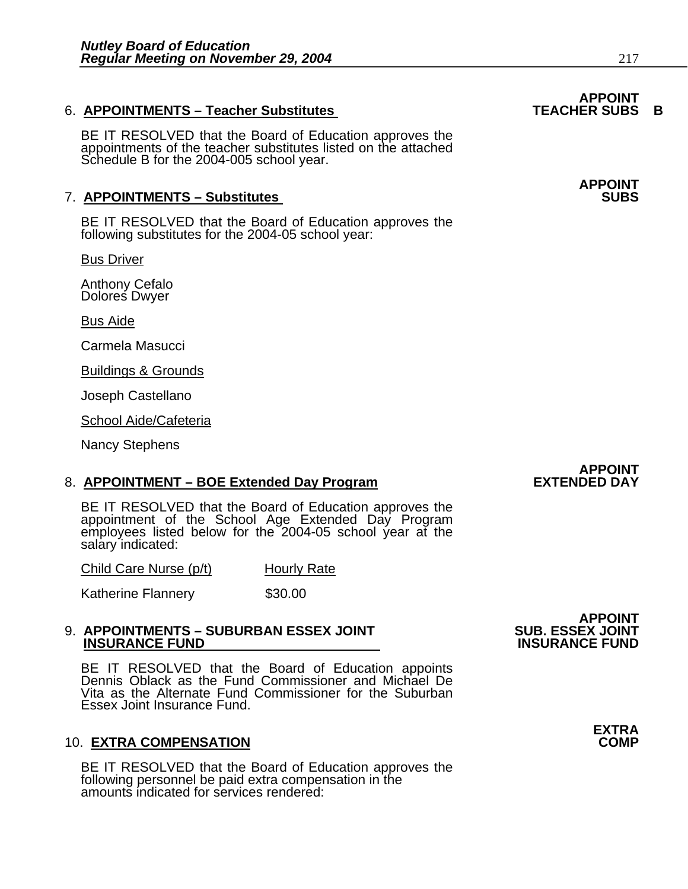**APPOINT TEACHER SUBS B**

6. **APPOINTMENTS – Teacher Substitutes**

BE IT RESOLVED that the Board of Education approves the appointments of the teacher substitutes listed on the attached Schedule B for the 2004-005 school year.

**APPOINT SUBS**

7. **APPOINTMENTS – Substitutes**

BE IT RESOLVED that the Board of Education approves the following substitutes for the 2004-05 school year:

Bus Driver

Anthony Cefalo
Dolores Dwyer

Bus Aide

Carmela Masucci

Buildings & Grounds

Joseph Castellano

School Aide/Cafeteria

Nancy Stephens

**APPOINT EXTENDED DAY**

8. **APPOINTMENT – BOE Extended Day Program**

BE IT RESOLVED that the Board of Education approves the appointment of the School Age Extended Day Program employees listed below for the 2004-05 school year at the salary indicated:

| Child Care Nurse (p/t) | Hourly Rate |
|---|---|
| Katherine Flannery | \$30.00 |

**APPOINT SUB. ESSEX JOINT INSURANCE FUND**

9. **APPOINTMENTS – SUBURBAN ESSEX JOINT INSURANCE FUND**

BE IT RESOLVED that the Board of Education appoints Dennis Oblack as the Fund Commissioner and Michael De Vita as the Alternate Fund Commissioner for the Suburban Essex Joint Insurance Fund.

**EXTRA COMP**

10. **EXTRA COMPENSATION**

BE IT RESOLVED that the Board of Education approves the following personnel be paid extra compensation in the amounts indicated for services rendered: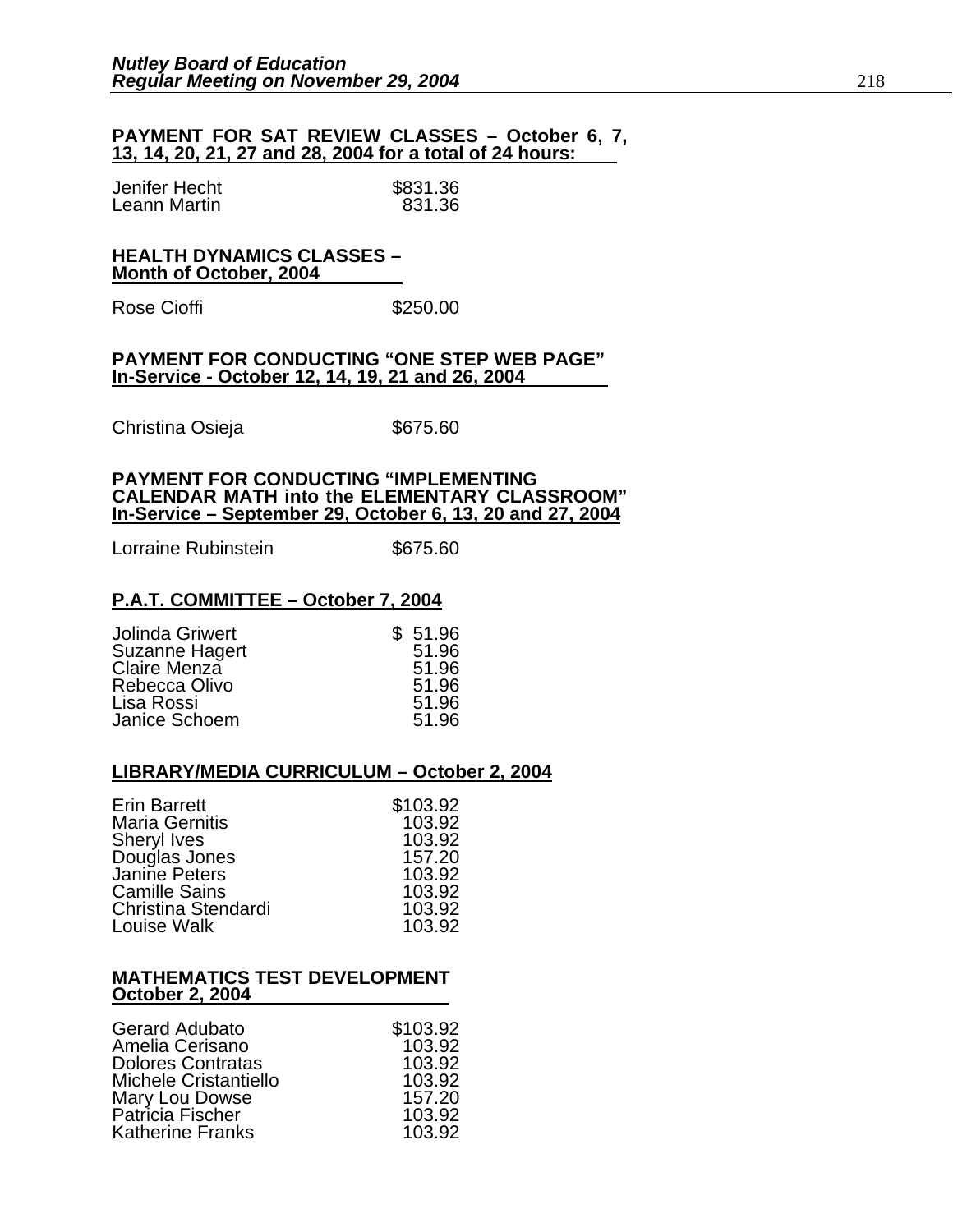**PAYMENT FOR SAT REVIEW CLASSES – October 6, 7, 13, 14, 20, 21, 27 and 28, 2004 for a total of 24 hours:**

| | |
|---|---|
| Jenifer Hecht | $831.36 |
| Leann Martin | 831.36 |

**HEALTH DYNAMICS CLASSES – Month of October, 2004**

| | |
|---|---|
| Rose Cioffi | $250.00 |

**PAYMENT FOR CONDUCTING "ONE STEP WEB PAGE" In-Service - October 12, 14, 19, 21 and 26, 2004**

| | |
|---|---|
| Christina Osieja | $675.60 |

**PAYMENT FOR CONDUCTING "IMPLEMENTING CALENDAR MATH into the ELEMENTARY CLASSROOM" In-Service – September 29, October 6, 13, 20 and 27, 2004**

| | |
|---|---|
| Lorraine Rubinstein | $675.60 |

**P.A.T. COMMITTEE – October 7, 2004**

| | |
|---|---|
| Jolinda Griwert | $ 51.96 |
| Suzanne Hagert | 51.96 |
| Claire Menza | 51.96 |
| Rebecca Olivo | 51.96 |
| Lisa Rossi | 51.96 |
| Janice Schoem | 51.96 |

**LIBRARY/MEDIA CURRICULUM – October 2, 2004**

| | |
|---|---|
| Erin Barrett | $103.92 |
| Maria Gernitis | 103.92 |
| Sheryl Ives | 103.92 |
| Douglas Jones | 157.20 |
| Janine Peters | 103.92 |
| Camille Sains | 103.92 |
| Christina Stendardi | 103.92 |
| Louise Walk | 103.92 |

**MATHEMATICS TEST DEVELOPMENT October 2, 2004**

| | |
|---|---|
| Gerard Adubato | $103.92 |
| Amelia Cerisano | 103.92 |
| Dolores Contratas | 103.92 |
| Michele Cristantiello | 103.92 |
| Mary Lou Dowse | 157.20 |
| Patricia Fischer | 103.92 |
| Katherine Franks | 103.92 |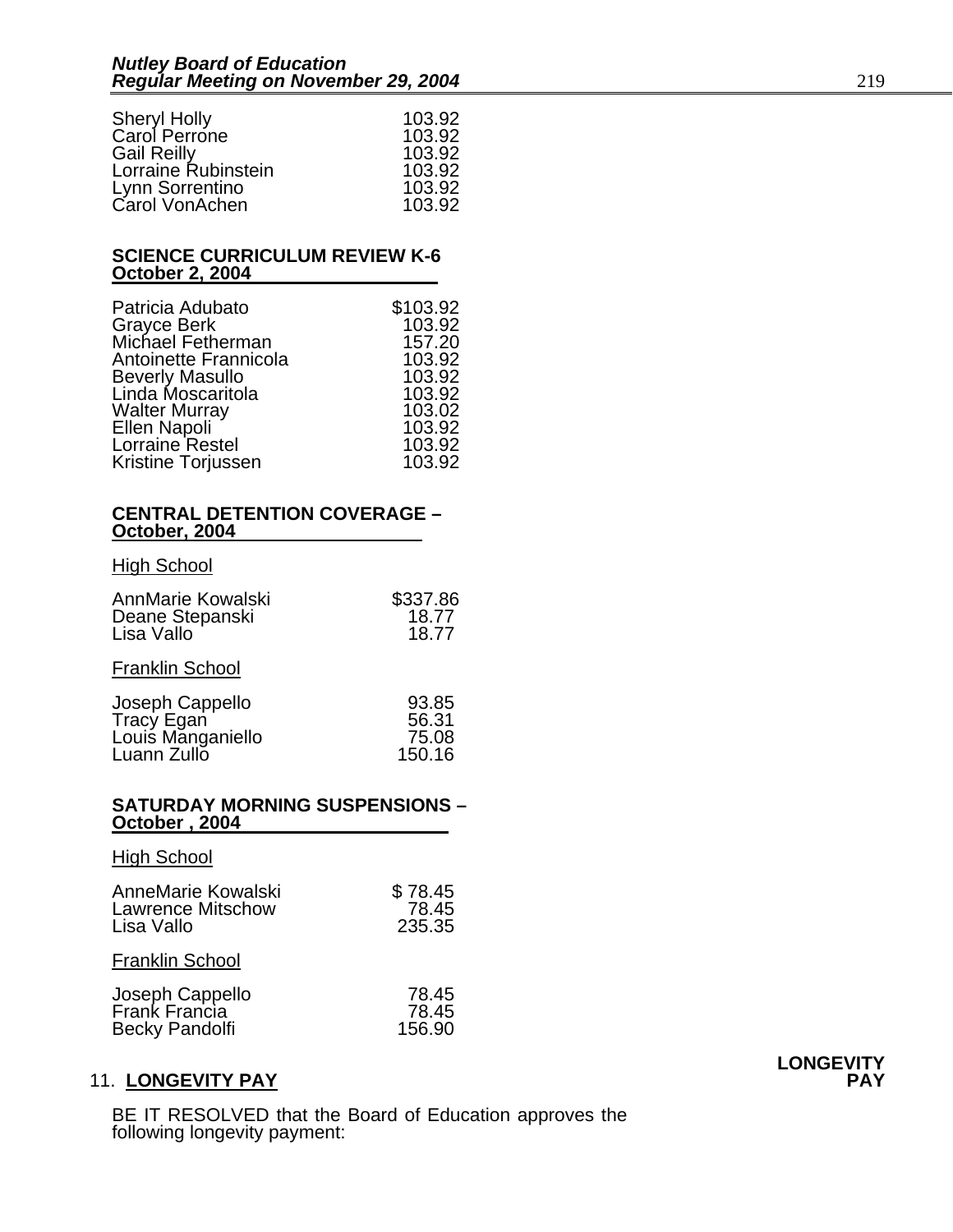| | |
|---|---|
| Sheryl Holly | 103.92 |
| Carol Perrone | 103.92 |
| Gail Reilly | 103.92 |
| Lorraine Rubinstein | 103.92 |
| Lynn Sorrentino | 103.92 |
| Carol VonAchen | 103.92 |

**SCIENCE CURRICULUM REVIEW K-6**
**October 2, 2004**

| | |
|---|---|
| Patricia Adubato | $103.92 |
| Grayce Berk | 103.92 |
| Michael Fetherman | 157.20 |
| Antoinette Frannicola | 103.92 |
| Beverly Masullo | 103.92 |
| Linda Moscaritola | 103.92 |
| Walter Murray | 103.02 |
| Ellen Napoli | 103.92 |
| Lorraine Restel | 103.92 |
| Kristine Torjussen | 103.92 |

**CENTRAL DETENTION COVERAGE –**
**October, 2004**

High School

| | |
|---|---|
| AnnMarie Kowalski | $337.86 |
| Deane Stepanski | 18.77 |
| Lisa Vallo | 18.77 |

Franklin School

| | |
|---|---|
| Joseph Cappello | 93.85 |
| Tracy Egan | 56.31 |
| Louis Manganiello | 75.08 |
| Luann Zullo | 150.16 |

**SATURDAY MORNING SUSPENSIONS –**
**October , 2004**

High School

| | |
|---|---|
| AnneMarie Kowalski | $ 78.45 |
| Lawrence Mitschow | 78.45 |
| Lisa Vallo | 235.35 |

Franklin School

| | |
|---|---|
| Joseph Cappello | 78.45 |
| Frank Francia | 78.45 |
| Becky Pandolfi | 156.90 |

**LONGEVITY PAY**

11. **LONGEVITY PAY**

BE IT RESOLVED that the Board of Education approves the following longevity payment: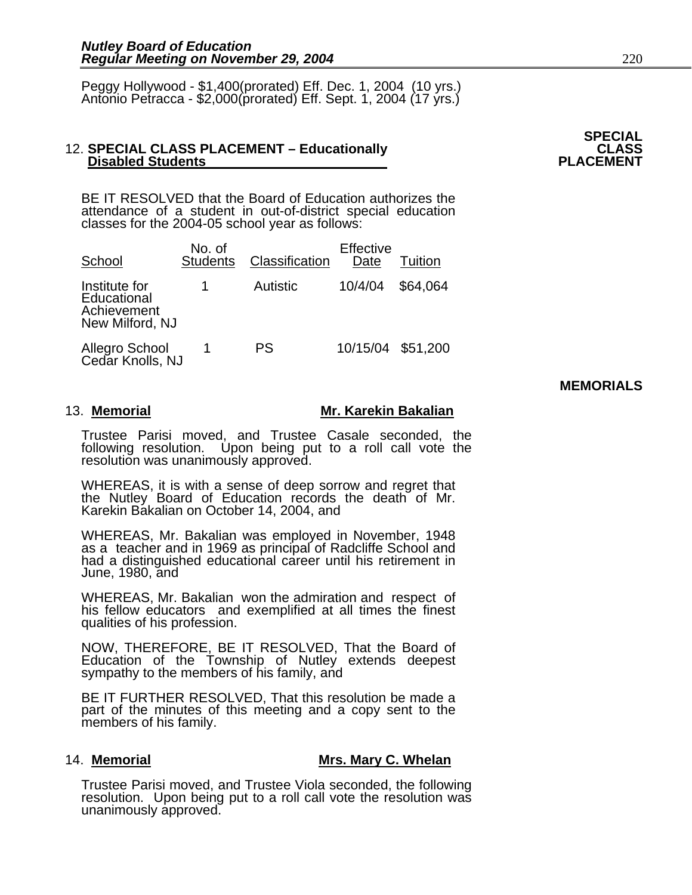Peggy Hollywood - $1,400(prorated) Eff. Dec. 1, 2004 (10 yrs.)
Antonio Petracca - $2,000(prorated) Eff. Sept. 1, 2004 (17 yrs.)

**SPECIAL CLASS PLACEMENT**

12. **SPECIAL CLASS PLACEMENT – Educationally Disabled Students**

BE IT RESOLVED that the Board of Education authorizes the attendance of a student in out-of-district special education classes for the 2004-05 school year as follows:

| School | No. of Students | Classification | Effective Date | Tuition |
|---|---|---|---|---|
| Institute for Educational Achievement New Milford, NJ | 1 | Autistic | 10/4/04 | $64,064 |
| Allegro School Cedar Knolls, NJ | 1 | PS | 10/15/04 | $51,200 |

**MEMORIALS**

13. **Memorial** **Mr. Karekin Bakalian**

Trustee Parisi moved, and Trustee Casale seconded, the following resolution. Upon being put to a roll call vote the resolution was unanimously approved.

WHEREAS, it is with a sense of deep sorrow and regret that the Nutley Board of Education records the death of Mr. Karekin Bakalian on October 14, 2004, and

WHEREAS, Mr. Bakalian was employed in November, 1948 as a teacher and in 1969 as principal of Radcliffe School and had a distinguished educational career until his retirement in June, 1980, and

WHEREAS, Mr. Bakalian won the admiration and respect of his fellow educators and exemplified at all times the finest qualities of his profession.

NOW, THEREFORE, BE IT RESOLVED, That the Board of Education of the Township of Nutley extends deepest sympathy to the members of his family, and

BE IT FURTHER RESOLVED, That this resolution be made a part of the minutes of this meeting and a copy sent to the members of his family.

14. **Memorial** **Mrs. Mary C. Whelan**

Trustee Parisi moved, and Trustee Viola seconded, the following resolution. Upon being put to a roll call vote the resolution was unanimously approved.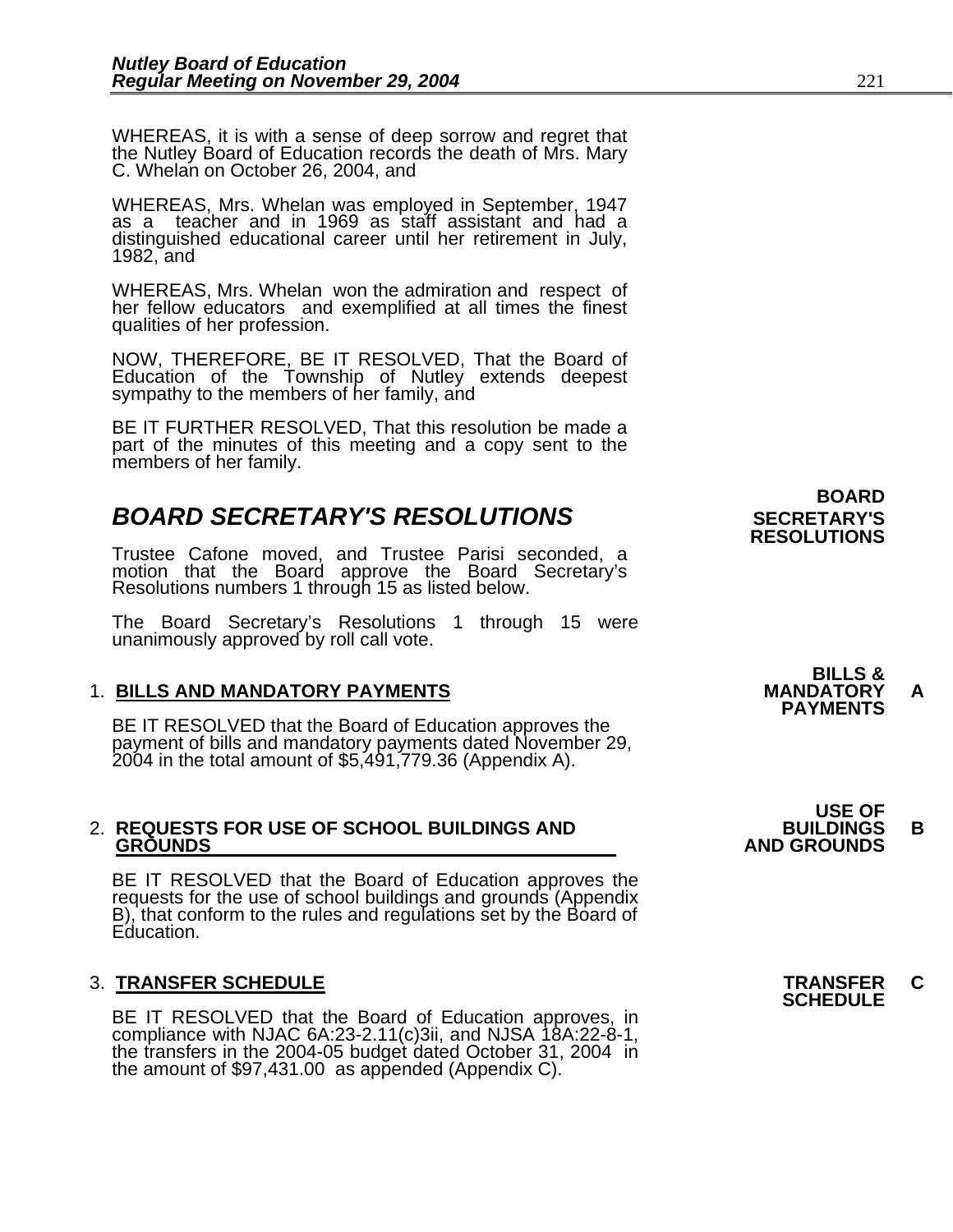WHEREAS, it is with a sense of deep sorrow and regret that the Nutley Board of Education records the death of Mrs. Mary C. Whelan on October 26, 2004, and

WHEREAS, Mrs. Whelan was employed in September, 1947 as a teacher and in 1969 as staff assistant and had a distinguished educational career until her retirement in July, 1982, and

WHEREAS, Mrs. Whelan won the admiration and respect of her fellow educators and exemplified at all times the finest qualities of her profession.

NOW, THEREFORE, BE IT RESOLVED, That the Board of Education of the Township of Nutley extends deepest sympathy to the members of her family, and

BE IT FURTHER RESOLVED, That this resolution be made a part of the minutes of this meeting and a copy sent to the members of her family.

## *BOARD SECRETARY'S RESOLUTIONS*

**BOARD SECRETARY'S RESOLUTIONS**

Trustee Cafone moved, and Trustee Parisi seconded, a motion that the Board approve the Board Secretary's Resolutions numbers 1 through 15 as listed below.

The Board Secretary's Resolutions 1 through 15 were unanimously approved by roll call vote.

1. **BILLS AND MANDATORY PAYMENTS**

   **BILLS & MANDATORY PAYMENTS** **A**

   BE IT RESOLVED that the Board of Education approves the payment of bills and mandatory payments dated November 29, 2004 in the total amount of $5,491,779.36 (Appendix A).

2. **REQUESTS FOR USE OF SCHOOL BUILDINGS AND GROUNDS**

   **USE OF BUILDINGS AND GROUNDS** **B**

   BE IT RESOLVED that the Board of Education approves the requests for the use of school buildings and grounds (Appendix B), that conform to the rules and regulations set by the Board of Education.

3. **TRANSFER SCHEDULE**

   **TRANSFER SCHEDULE** **C**

   BE IT RESOLVED that the Board of Education approves, in compliance with NJAC 6A:23-2.11(c)3ii, and NJSA 18A:22-8-1, the transfers in the 2004-05 budget dated October 31, 2004 in the amount of $97,431.00 as appended (Appendix C).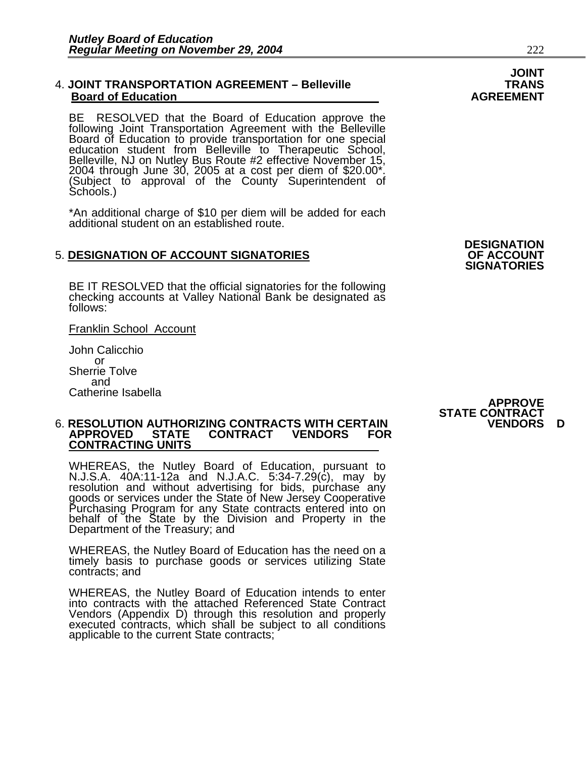**JOINT TRANS AGREEMENT**

4. **JOINT TRANSPORTATION AGREEMENT – Belleville Board of Education**

BE RESOLVED that the Board of Education approve the following Joint Transportation Agreement with the Belleville Board of Education to provide transportation for one special education student from Belleville to Therapeutic School, Belleville, NJ on Nutley Bus Route #2 effective November 15, 2004 through June 30, 2005 at a cost per diem of $20.00*. (Subject to approval of the County Superintendent of Schools.)

*An additional charge of $10 per diem will be added for each additional student on an established route.

**DESIGNATION OF ACCOUNT SIGNATORIES**

5. **DESIGNATION OF ACCOUNT SIGNATORIES**

BE IT RESOLVED that the official signatories for the following checking accounts at Valley National Bank be designated as follows:

Franklin School Account

John Calicchio
or
Sherrie Tolve
and
Catherine Isabella

**APPROVE STATE CONTRACT VENDORS D**

6. **RESOLUTION AUTHORIZING CONTRACTS WITH CERTAIN APPROVED STATE CONTRACT VENDORS FOR CONTRACTING UNITS**

WHEREAS, the Nutley Board of Education, pursuant to N.J.S.A. 40A:11-12a and N.J.A.C. 5:34-7.29(c), may by resolution and without advertising for bids, purchase any goods or services under the State of New Jersey Cooperative Purchasing Program for any State contracts entered into on behalf of the State by the Division and Property in the Department of the Treasury; and

WHEREAS, the Nutley Board of Education has the need on a timely basis to purchase goods or services utilizing State contracts; and

WHEREAS, the Nutley Board of Education intends to enter into contracts with the attached Referenced State Contract Vendors (Appendix D) through this resolution and properly executed contracts, which shall be subject to all conditions applicable to the current State contracts;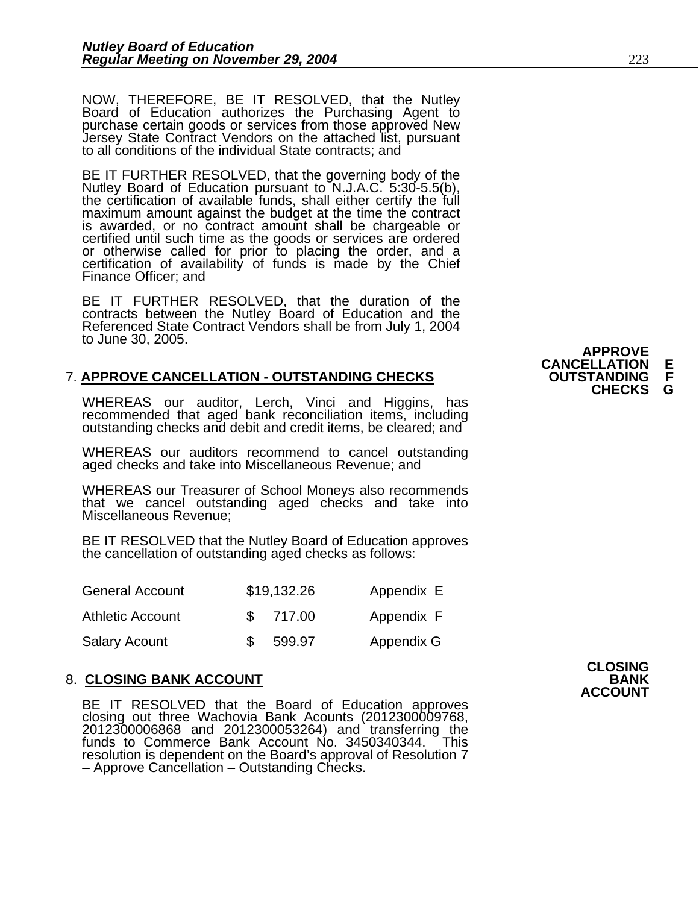NOW, THEREFORE, BE IT RESOLVED, that the Nutley Board of Education authorizes the Purchasing Agent to purchase certain goods or services from those approved New Jersey State Contract Vendors on the attached list, pursuant to all conditions of the individual State contracts; and

BE IT FURTHER RESOLVED, that the governing body of the Nutley Board of Education pursuant to N.J.A.C. 5:30-5.5(b), the certification of available funds, shall either certify the full maximum amount against the budget at the time the contract is awarded, or no contract amount shall be chargeable or certified until such time as the goods or services are ordered or otherwise called for prior to placing the order, and a certification of availability of funds is made by the Chief Finance Officer; and

BE IT FURTHER RESOLVED, that the duration of the contracts between the Nutley Board of Education and the Referenced State Contract Vendors shall be from July 1, 2004 to June 30, 2005.

**APPROVE CANCELLATION OUTSTANDING CHECKS E F G**

7. **APPROVE CANCELLATION - OUTSTANDING CHECKS**

WHEREAS our auditor, Lerch, Vinci and Higgins, has recommended that aged bank reconciliation items, including outstanding checks and debit and credit items, be cleared; and

WHEREAS our auditors recommend to cancel outstanding aged checks and take into Miscellaneous Revenue; and

WHEREAS our Treasurer of School Moneys also recommends that we cancel outstanding aged checks and take into Miscellaneous Revenue;

BE IT RESOLVED that the Nutley Board of Education approves the cancellation of outstanding aged checks as follows:

| | | |
|---|---|---|
| General Account | $19,132.26 | Appendix E |
| Athletic Account | $ 717.00 | Appendix F |
| Salary Acount | $ 599.97 | Appendix G |

**CLOSING BANK ACCOUNT**

8. **CLOSING BANK ACCOUNT**

BE IT RESOLVED that the Board of Education approves closing out three Wachovia Bank Acounts (2012300009768, 2012300006868 and 2012300053264) and transferring the funds to Commerce Bank Account No. 3450340344. This resolution is dependent on the Board's approval of Resolution 7 – Approve Cancellation – Outstanding Checks.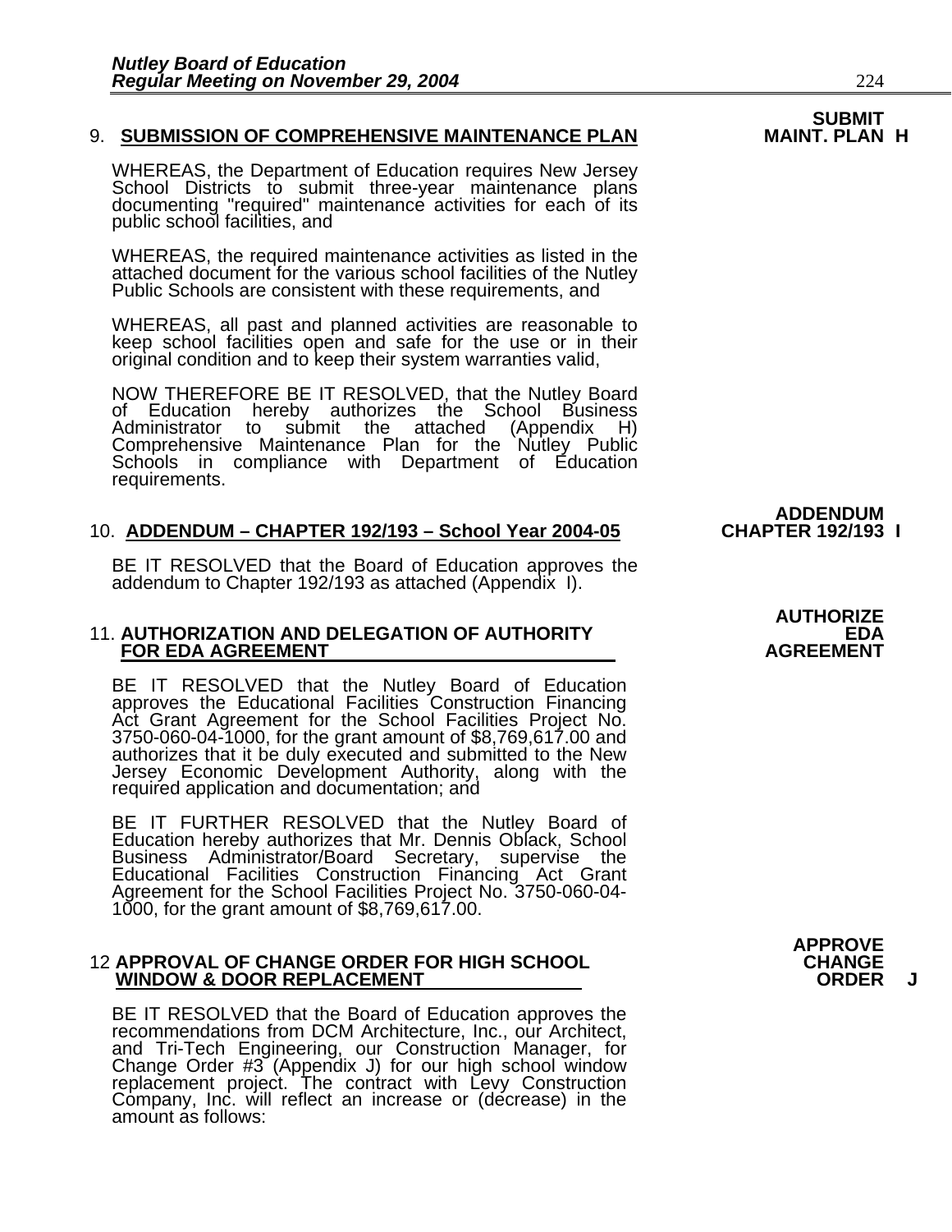**9. SUBMISSION OF COMPREHENSIVE MAINTENANCE PLAN** — **SUBMIT MAINT. PLAN H**

WHEREAS, the Department of Education requires New Jersey School Districts to submit three-year maintenance plans documenting "required" maintenance activities for each of its public school facilities, and

WHEREAS, the required maintenance activities as listed in the attached document for the various school facilities of the Nutley Public Schools are consistent with these requirements, and

WHEREAS, all past and planned activities are reasonable to keep school facilities open and safe for the use or in their original condition and to keep their system warranties valid,

NOW THEREFORE BE IT RESOLVED, that the Nutley Board of Education hereby authorizes the School Business Administrator to submit the attached (Appendix H) Comprehensive Maintenance Plan for the Nutley Public Schools in compliance with Department of Education requirements.

**10. ADDENDUM – CHAPTER 192/193 – School Year 2004-05** — **ADDENDUM CHAPTER 192/193 I**

BE IT RESOLVED that the Board of Education approves the addendum to Chapter 192/193 as attached (Appendix I).

**11. AUTHORIZATION AND DELEGATION OF AUTHORITY FOR EDA AGREEMENT** — **AUTHORIZE EDA AGREEMENT**

BE IT RESOLVED that the Nutley Board of Education approves the Educational Facilities Construction Financing Act Grant Agreement for the School Facilities Project No. 3750-060-04-1000, for the grant amount of $8,769,617.00 and authorizes that it be duly executed and submitted to the New Jersey Economic Development Authority, along with the required application and documentation; and

BE IT FURTHER RESOLVED that the Nutley Board of Education hereby authorizes that Mr. Dennis Oblack, School Business Administrator/Board Secretary, supervise the Educational Facilities Construction Financing Act Grant Agreement for the School Facilities Project No. 3750-060-04-1000, for the grant amount of $8,769,617.00.

**12 APPROVAL OF CHANGE ORDER FOR HIGH SCHOOL WINDOW & DOOR REPLACEMENT** — **APPROVE CHANGE ORDER J**

BE IT RESOLVED that the Board of Education approves the recommendations from DCM Architecture, Inc., our Architect, and Tri-Tech Engineering, our Construction Manager, for Change Order #3 (Appendix J) for our high school window replacement project. The contract with Levy Construction Company, Inc. will reflect an increase or (decrease) in the amount as follows: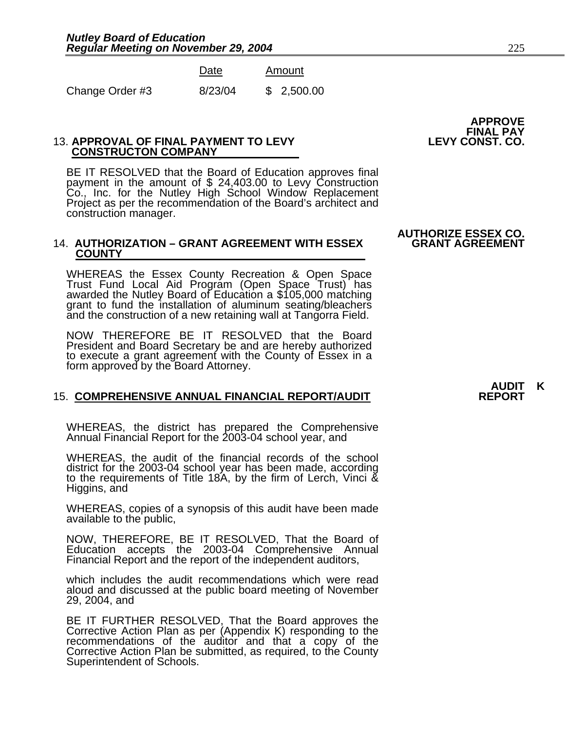| | Date | Amount |
|---|---|---|
| Change Order #3 | 8/23/04 | $ 2,500.00 |

**APPROVE FINAL PAY LEVY CONST. CO.**

13. **APPROVAL OF FINAL PAYMENT TO LEVY CONSTRUCTON COMPANY**

BE IT RESOLVED that the Board of Education approves final payment in the amount of $ 24,403.00 to Levy Construction Co., Inc. for the Nutley High School Window Replacement Project as per the recommendation of the Board's architect and construction manager.

**AUTHORIZE ESSEX CO. GRANT AGREEMENT**

14. **AUTHORIZATION – GRANT AGREEMENT WITH ESSEX COUNTY**

WHEREAS the Essex County Recreation & Open Space Trust Fund Local Aid Program (Open Space Trust) has awarded the Nutley Board of Education a $105,000 matching grant to fund the installation of aluminum seating/bleachers and the construction of a new retaining wall at Tangorra Field.

NOW THEREFORE BE IT RESOLVED that the Board President and Board Secretary be and are hereby authorized to execute a grant agreement with the County of Essex in a form approved by the Board Attorney.

**AUDIT K REPORT**

15. **COMPREHENSIVE ANNUAL FINANCIAL REPORT/AUDIT**

WHEREAS, the district has prepared the Comprehensive Annual Financial Report for the 2003-04 school year, and

WHEREAS, the audit of the financial records of the school district for the 2003-04 school year has been made, according to the requirements of Title 18A, by the firm of Lerch, Vinci & Higgins, and

WHEREAS, copies of a synopsis of this audit have been made available to the public,

NOW, THEREFORE, BE IT RESOLVED, That the Board of Education accepts the 2003-04 Comprehensive Annual Financial Report and the report of the independent auditors,

which includes the audit recommendations which were read aloud and discussed at the public board meeting of November 29, 2004, and

BE IT FURTHER RESOLVED, That the Board approves the Corrective Action Plan as per (Appendix K) responding to the recommendations of the auditor and that a copy of the Corrective Action Plan be submitted, as required, to the County Superintendent of Schools.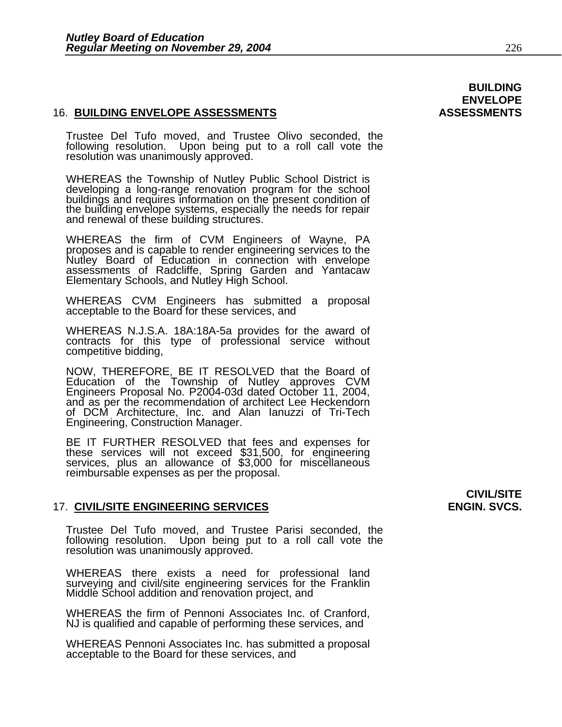**BUILDING ENVELOPE ASSESSMENTS**

16. **BUILDING ENVELOPE ASSESSMENTS**

Trustee Del Tufo moved, and Trustee Olivo seconded, the following resolution. Upon being put to a roll call vote the resolution was unanimously approved.

WHEREAS the Township of Nutley Public School District is developing a long-range renovation program for the school buildings and requires information on the present condition of the building envelope systems, especially the needs for repair and renewal of these building structures.

WHEREAS the firm of CVM Engineers of Wayne, PA proposes and is capable to render engineering services to the Nutley Board of Education in connection with envelope assessments of Radcliffe, Spring Garden and Yantacaw Elementary Schools, and Nutley High School.

WHEREAS CVM Engineers has submitted a proposal acceptable to the Board for these services, and

WHEREAS N.J.S.A. 18A:18A-5a provides for the award of contracts for this type of professional service without competitive bidding,

NOW, THEREFORE, BE IT RESOLVED that the Board of Education of the Township of Nutley approves CVM Engineers Proposal No. P2004-03d dated October 11, 2004, and as per the recommendation of architect Lee Heckendorn of DCM Architecture, Inc. and Alan Ianuzzi of Tri-Tech Engineering, Construction Manager.

BE IT FURTHER RESOLVED that fees and expenses for these services will not exceed $31,500, for engineering services, plus an allowance of $3,000 for miscellaneous reimbursable expenses as per the proposal.

**CIVIL/SITE ENGIN. SVCS.**

17. **CIVIL/SITE ENGINEERING SERVICES**

Trustee Del Tufo moved, and Trustee Parisi seconded, the following resolution. Upon being put to a roll call vote the resolution was unanimously approved.

WHEREAS there exists a need for professional land surveying and civil/site engineering services for the Franklin Middle School addition and renovation project, and

WHEREAS the firm of Pennoni Associates Inc. of Cranford, NJ is qualified and capable of performing these services, and

WHEREAS Pennoni Associates Inc. has submitted a proposal acceptable to the Board for these services, and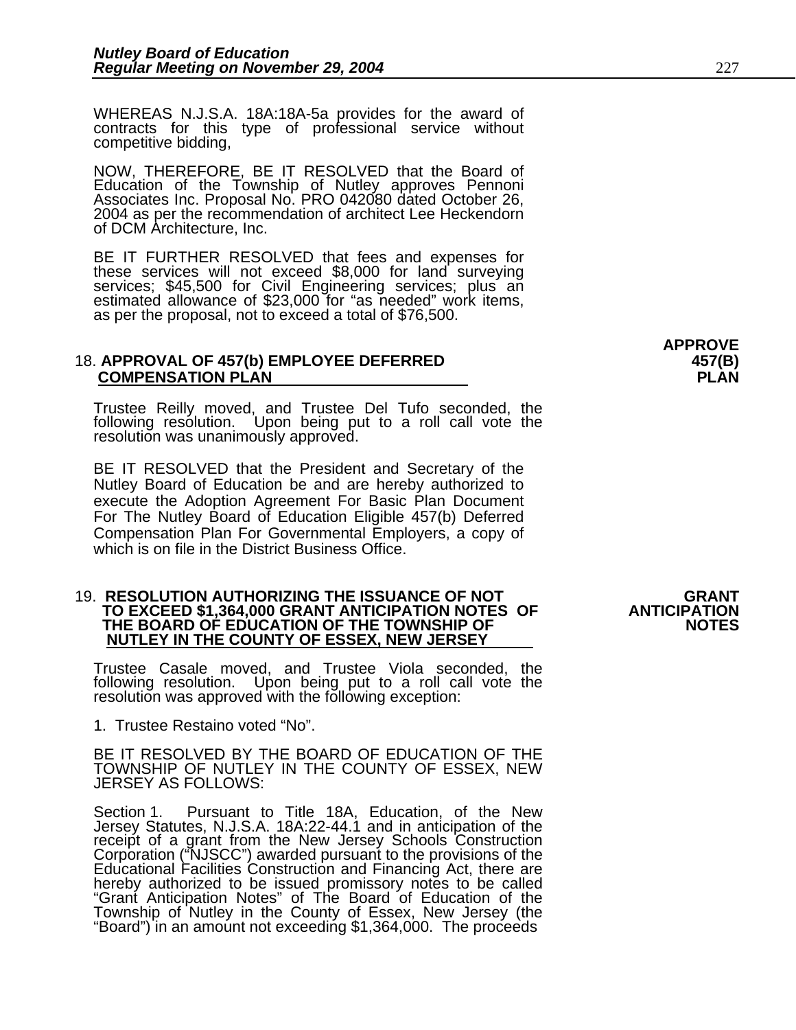WHEREAS N.J.S.A. 18A:18A-5a provides for the award of contracts for this type of professional service without competitive bidding,

NOW, THEREFORE, BE IT RESOLVED that the Board of Education of the Township of Nutley approves Pennoni Associates Inc. Proposal No. PRO 042080 dated October 26, 2004 as per the recommendation of architect Lee Heckendorn of DCM Architecture, Inc.

BE IT FURTHER RESOLVED that fees and expenses for these services will not exceed $8,000 for land surveying services; $45,500 for Civil Engineering services; plus an estimated allowance of $23,000 for "as needed" work items, as per the proposal, not to exceed a total of $76,500.

**APPROVE 457(B) PLAN**

18. **APPROVAL OF 457(b) EMPLOYEE DEFERRED COMPENSATION PLAN**

Trustee Reilly moved, and Trustee Del Tufo seconded, the following resolution. Upon being put to a roll call vote the resolution was unanimously approved.

BE IT RESOLVED that the President and Secretary of the Nutley Board of Education be and are hereby authorized to execute the Adoption Agreement For Basic Plan Document For The Nutley Board of Education Eligible 457(b) Deferred Compensation Plan For Governmental Employers, a copy of which is on file in the District Business Office.

**GRANT ANTICIPATION NOTES**

19. **RESOLUTION AUTHORIZING THE ISSUANCE OF NOT TO EXCEED $1,364,000 GRANT ANTICIPATION NOTES OF THE BOARD OF EDUCATION OF THE TOWNSHIP OF NUTLEY IN THE COUNTY OF ESSEX, NEW JERSEY**

Trustee Casale moved, and Trustee Viola seconded, the following resolution. Upon being put to a roll call vote the resolution was approved with the following exception:

1. Trustee Restaino voted "No".

BE IT RESOLVED BY THE BOARD OF EDUCATION OF THE TOWNSHIP OF NUTLEY IN THE COUNTY OF ESSEX, NEW JERSEY AS FOLLOWS:

Section 1. Pursuant to Title 18A, Education, of the New Jersey Statutes, N.J.S.A. 18A:22-44.1 and in anticipation of the receipt of a grant from the New Jersey Schools Construction Corporation ("NJSCC") awarded pursuant to the provisions of the Educational Facilities Construction and Financing Act, there are hereby authorized to be issued promissory notes to be called "Grant Anticipation Notes" of The Board of Education of the Township of Nutley in the County of Essex, New Jersey (the "Board") in an amount not exceeding $1,364,000. The proceeds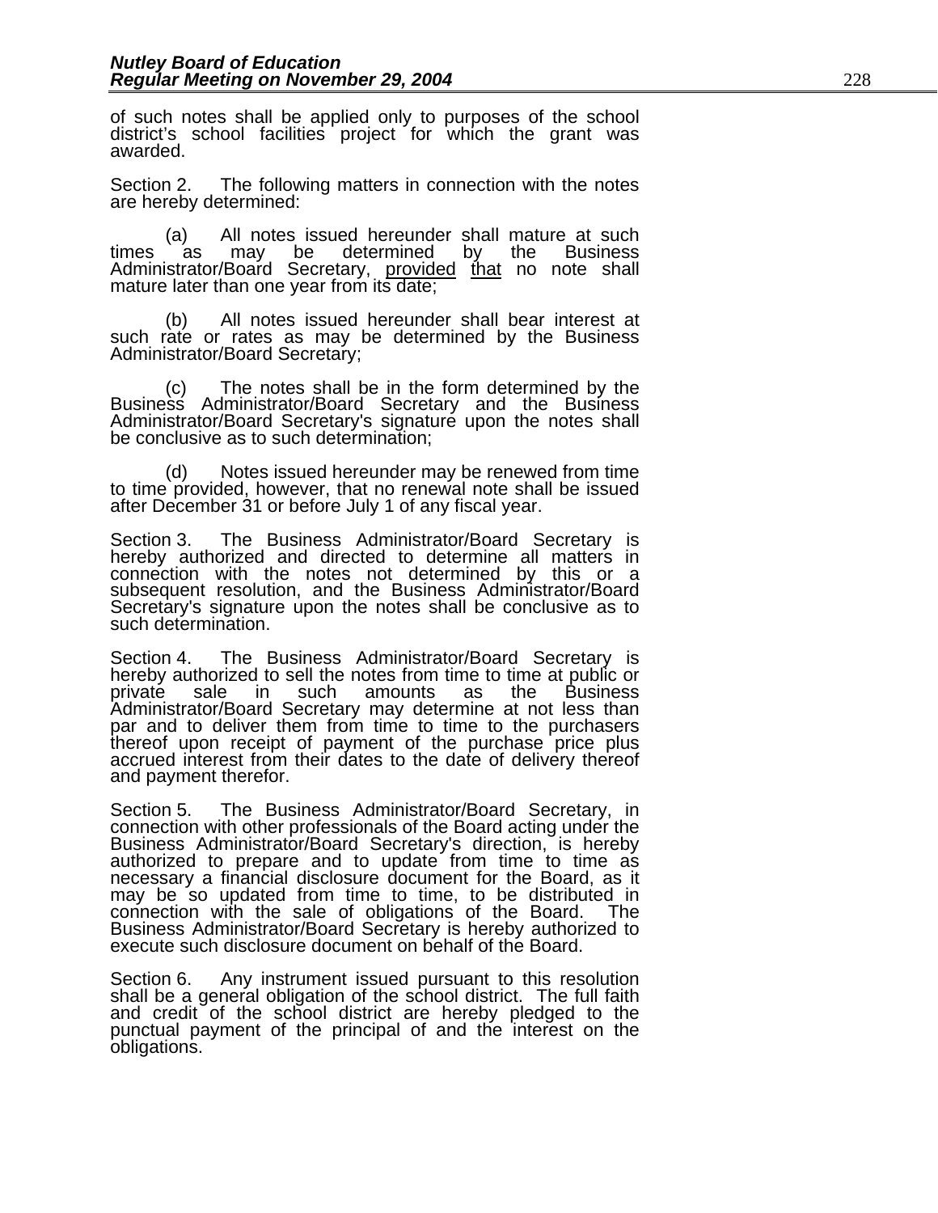of such notes shall be applied only to purposes of the school district's school facilities project for which the grant was awarded.

Section 2. The following matters in connection with the notes are hereby determined:

(a) All notes issued hereunder shall mature at such times as may be determined by the Business Administrator/Board Secretary, provided that no note shall mature later than one year from its date;

(b) All notes issued hereunder shall bear interest at such rate or rates as may be determined by the Business Administrator/Board Secretary;

(c) The notes shall be in the form determined by the Business Administrator/Board Secretary and the Business Administrator/Board Secretary's signature upon the notes shall be conclusive as to such determination;

(d) Notes issued hereunder may be renewed from time to time provided, however, that no renewal note shall be issued after December 31 or before July 1 of any fiscal year.

Section 3. The Business Administrator/Board Secretary is hereby authorized and directed to determine all matters in connection with the notes not determined by this or a subsequent resolution, and the Business Administrator/Board Secretary's signature upon the notes shall be conclusive as to such determination.

Section 4. The Business Administrator/Board Secretary is hereby authorized to sell the notes from time to time at public or private sale in such amounts as the Business Administrator/Board Secretary may determine at not less than par and to deliver them from time to time to the purchasers thereof upon receipt of payment of the purchase price plus accrued interest from their dates to the date of delivery thereof and payment therefor.

Section 5. The Business Administrator/Board Secretary, in connection with other professionals of the Board acting under the Business Administrator/Board Secretary's direction, is hereby authorized to prepare and to update from time to time as necessary a financial disclosure document for the Board, as it may be so updated from time to time, to be distributed in connection with the sale of obligations of the Board. The Business Administrator/Board Secretary is hereby authorized to execute such disclosure document on behalf of the Board.

Section 6. Any instrument issued pursuant to this resolution shall be a general obligation of the school district. The full faith and credit of the school district are hereby pledged to the punctual payment of the principal of and the interest on the obligations.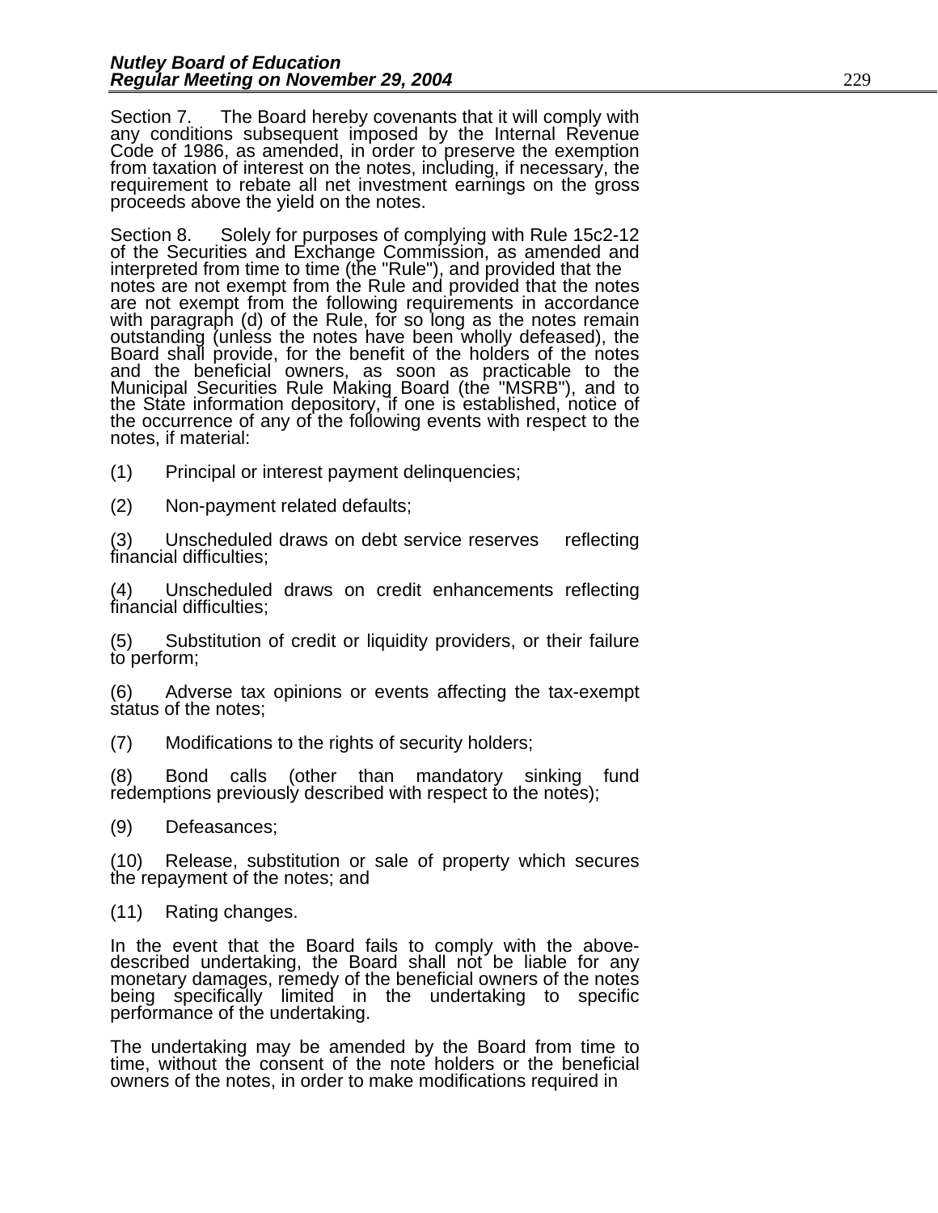Section 7. The Board hereby covenants that it will comply with any conditions subsequent imposed by the Internal Revenue Code of 1986, as amended, in order to preserve the exemption from taxation of interest on the notes, including, if necessary, the requirement to rebate all net investment earnings on the gross proceeds above the yield on the notes.

Section 8. Solely for purposes of complying with Rule 15c2-12 of the Securities and Exchange Commission, as amended and interpreted from time to time (the "Rule"), and provided that the notes are not exempt from the Rule and provided that the notes are not exempt from the following requirements in accordance with paragraph (d) of the Rule, for so long as the notes remain outstanding (unless the notes have been wholly defeased), the Board shall provide, for the benefit of the holders of the notes and the beneficial owners, as soon as practicable to the Municipal Securities Rule Making Board (the "MSRB"), and to the State information depository, if one is established, notice of the occurrence of any of the following events with respect to the notes, if material:

(1) Principal or interest payment delinquencies;

(2) Non-payment related defaults;

(3) Unscheduled draws on debt service reserves reflecting financial difficulties;

(4) Unscheduled draws on credit enhancements reflecting financial difficulties;

(5) Substitution of credit or liquidity providers, or their failure to perform;

(6) Adverse tax opinions or events affecting the tax-exempt status of the notes;

(7) Modifications to the rights of security holders;

(8) Bond calls (other than mandatory sinking fund redemptions previously described with respect to the notes);

(9) Defeasances;

(10) Release, substitution or sale of property which secures the repayment of the notes; and

(11) Rating changes.

In the event that the Board fails to comply with the above-described undertaking, the Board shall not be liable for any monetary damages, remedy of the beneficial owners of the notes being specifically limited in the undertaking to specific performance of the undertaking.

The undertaking may be amended by the Board from time to time, without the consent of the note holders or the beneficial owners of the notes, in order to make modifications required in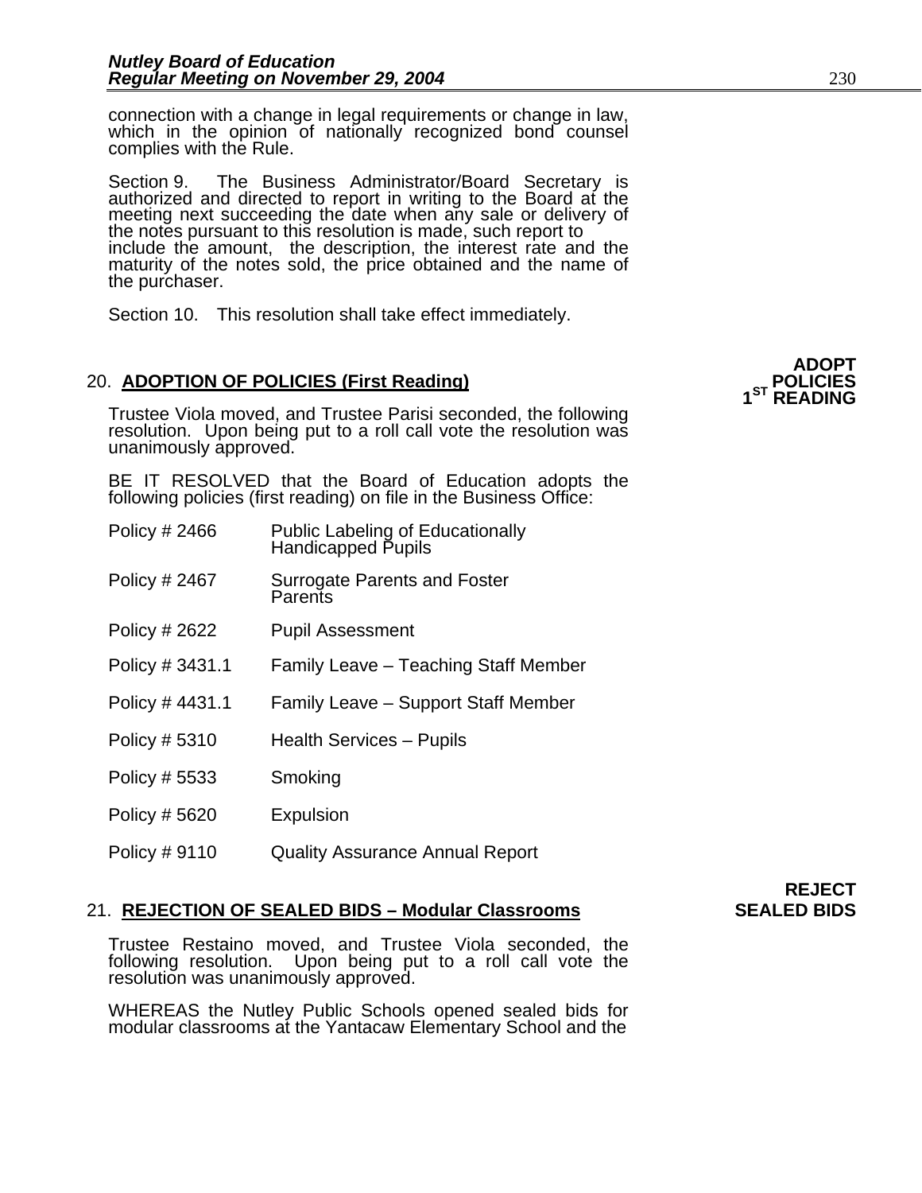connection with a change in legal requirements or change in law, which in the opinion of nationally recognized bond counsel complies with the Rule.

Section 9. The Business Administrator/Board Secretary is authorized and directed to report in writing to the Board at the meeting next succeeding the date when any sale or delivery of the notes pursuant to this resolution is made, such report to include the amount, the description, the interest rate and the maturity of the notes sold, the price obtained and the name of the purchaser.

Section 10. This resolution shall take effect immediately.

**ADOPT POLICIES 1ST READING**

20. **ADOPTION OF POLICIES (First Reading)**

Trustee Viola moved, and Trustee Parisi seconded, the following resolution. Upon being put to a roll call vote the resolution was unanimously approved.

BE IT RESOLVED that the Board of Education adopts the following policies (first reading) on file in the Business Office:

| | |
|---|---|
| Policy # 2466 | Public Labeling of Educationally Handicapped Pupils |
| Policy # 2467 | Surrogate Parents and Foster Parents |
| Policy # 2622 | Pupil Assessment |
| Policy # 3431.1 | Family Leave – Teaching Staff Member |
| Policy # 4431.1 | Family Leave – Support Staff Member |
| Policy # 5310 | Health Services – Pupils |
| Policy # 5533 | Smoking |
| Policy # 5620 | Expulsion |
| Policy # 9110 | Quality Assurance Annual Report |

**REJECT SEALED BIDS**

21. **REJECTION OF SEALED BIDS – Modular Classrooms**

Trustee Restaino moved, and Trustee Viola seconded, the following resolution. Upon being put to a roll call vote the resolution was unanimously approved.

WHEREAS the Nutley Public Schools opened sealed bids for modular classrooms at the Yantacaw Elementary School and the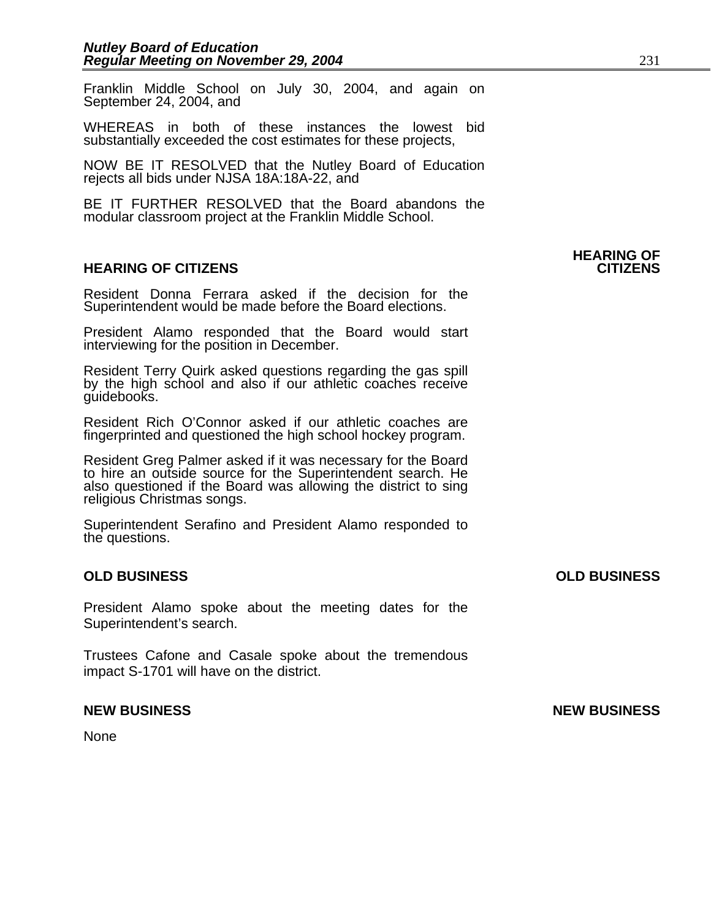Franklin Middle School on July 30, 2004, and again on September 24, 2004, and

WHEREAS in both of these instances the lowest bid substantially exceeded the cost estimates for these projects,

NOW BE IT RESOLVED that the Nutley Board of Education rejects all bids under NJSA 18A:18A-22, and

BE IT FURTHER RESOLVED that the Board abandons the modular classroom project at the Franklin Middle School.

**HEARING OF CITIZENS**

Resident Donna Ferrara asked if the decision for the Superintendent would be made before the Board elections.

President Alamo responded that the Board would start interviewing for the position in December.

Resident Terry Quirk asked questions regarding the gas spill by the high school and also if our athletic coaches receive guidebooks.

Resident Rich O'Connor asked if our athletic coaches are fingerprinted and questioned the high school hockey program.

Resident Greg Palmer asked if it was necessary for the Board to hire an outside source for the Superintendent search. He also questioned if the Board was allowing the district to sing religious Christmas songs.

Superintendent Serafino and President Alamo responded to the questions.

**OLD BUSINESS**

President Alamo spoke about the meeting dates for the Superintendent's search.

Trustees Cafone and Casale spoke about the tremendous impact S-1701 will have on the district.

**NEW BUSINESS**

None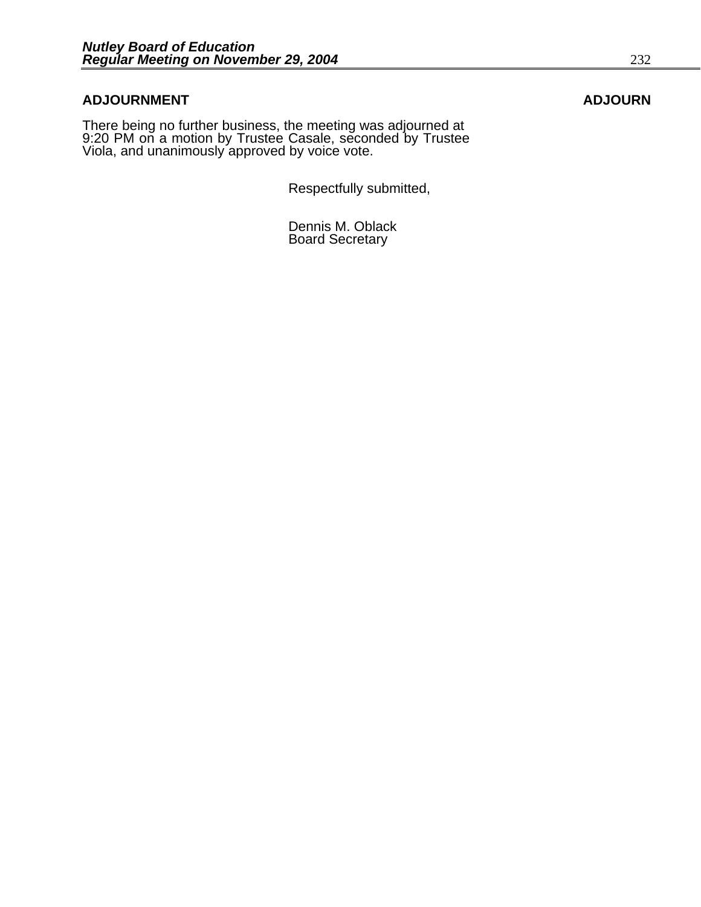**ADJOURNMENT** **ADJOURN**

There being no further business, the meeting was adjourned at 9:20 PM on a motion by Trustee Casale, seconded by Trustee Viola, and unanimously approved by voice vote.

Respectfully submitted,

Dennis M. Oblack
Board Secretary